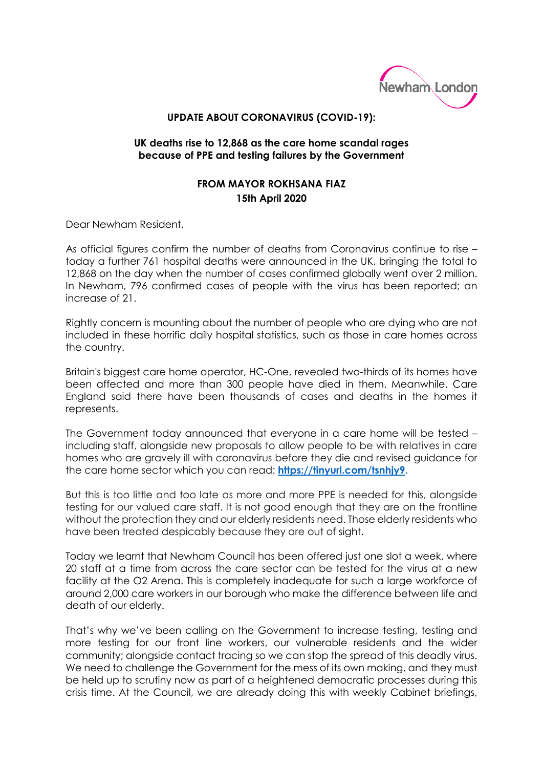Newham London

**UPDATE ABOUT CORONAVIRUS (COVID-19):**

**UK deaths rise to 12,868 as the care home scandal rages because of PPE and testing failures by the Government**

**FROM MAYOR ROKHSANA FIAZ**
**15th April 2020**

Dear Newham Resident,

As official figures confirm the number of deaths from Coronavirus continue to rise – today a further 761 hospital deaths were announced in the UK, bringing the total to 12,868 on the day when the number of cases confirmed globally went over 2 million. In Newham, 796 confirmed cases of people with the virus has been reported; an increase of 21.

Rightly concern is mounting about the number of people who are dying who are not included in these horrific daily hospital statistics, such as those in care homes across the country.

Britain's biggest care home operator, HC-One, revealed two-thirds of its homes have been affected and more than 300 people have died in them. Meanwhile, Care England said there have been thousands of cases and deaths in the homes it represents.

The Government today announced that everyone in a care home will be tested – including staff, alongside new proposals to allow people to be with relatives in care homes who are gravely ill with coronavirus before they die and revised guidance for the care home sector which you can read: **https://tinyurl.com/tsnhjy9**.

But this is too little and too late as more and more PPE is needed for this, alongside testing for our valued care staff. It is not good enough that they are on the frontline without the protection they and our elderly residents need. Those elderly residents who have been treated despicably because they are out of sight.

Today we learnt that Newham Council has been offered just one slot a week, where 20 staff at a time from across the care sector can be tested for the virus at a new facility at the O2 Arena. This is completely inadequate for such a large workforce of around 2,000 care workers in our borough who make the difference between life and death of our elderly.

That's why we've been calling on the Government to increase testing, testing and more testing for our front line workers, our vulnerable residents and the wider community; alongside contact tracing so we can stop the spread of this deadly virus. We need to challenge the Government for the mess of its own making, and they must be held up to scrutiny now as part of a heightened democratic processes during this crisis time. At the Council, we are already doing this with weekly Cabinet briefings,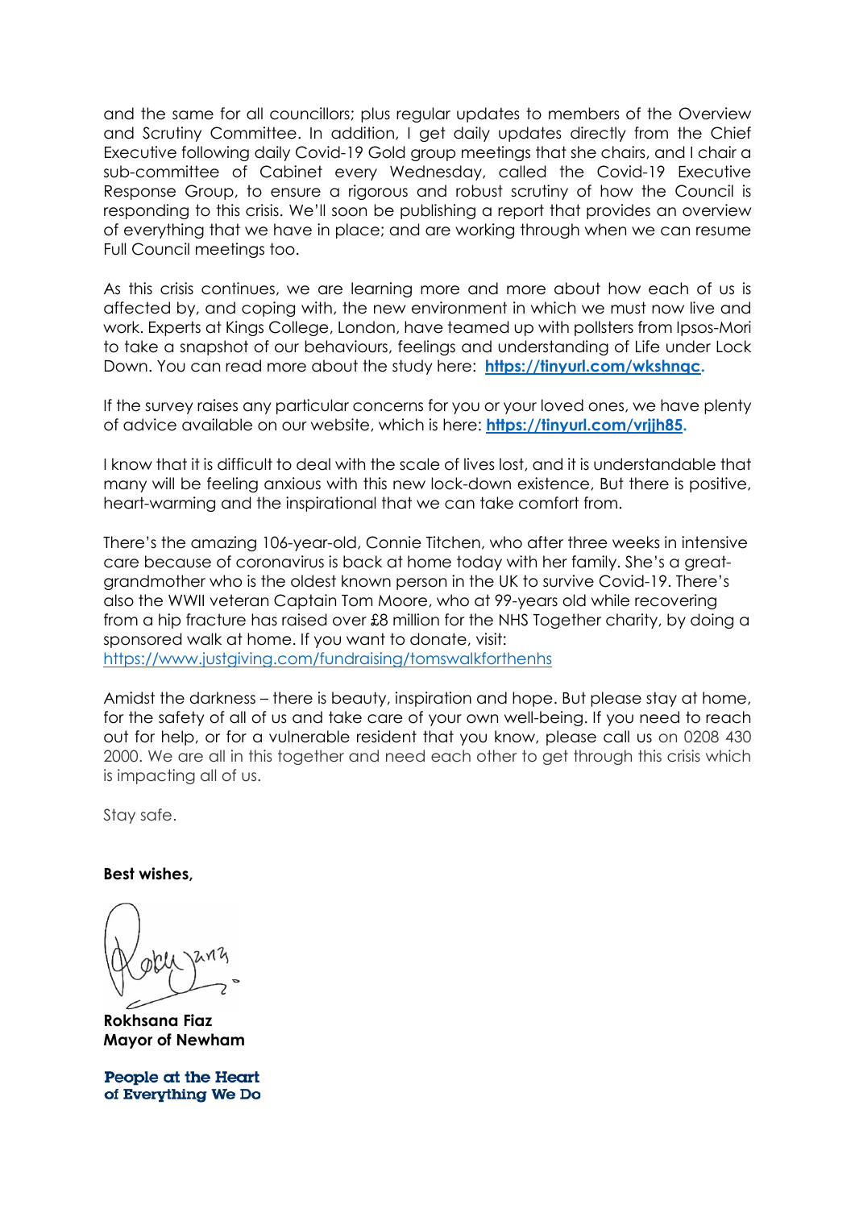and the same for all councillors; plus regular updates to members of the Overview and Scrutiny Committee. In addition, I get daily updates directly from the Chief Executive following daily Covid-19 Gold group meetings that she chairs, and I chair a sub-committee of Cabinet every Wednesday, called the Covid-19 Executive Response Group, to ensure a rigorous and robust scrutiny of how the Council is responding to this crisis. We'll soon be publishing a report that provides an overview of everything that we have in place; and are working through when we can resume Full Council meetings too.

As this crisis continues, we are learning more and more about how each of us is affected by, and coping with, the new environment in which we must now live and work. Experts at Kings College, London, have teamed up with pollsters from Ipsos-Mori to take a snapshot of our behaviours, feelings and understanding of Life under Lock Down. You can read more about the study here: **https://tinyurl.com/wkshnqc.**

If the survey raises any particular concerns for you or your loved ones, we have plenty of advice available on our website, which is here: **https://tinyurl.com/vrjjh85.**

I know that it is difficult to deal with the scale of lives lost, and it is understandable that many will be feeling anxious with this new lock-down existence, But there is positive, heart-warming and the inspirational that we can take comfort from.

There's the amazing 106-year-old, Connie Titchen, who after three weeks in intensive care because of coronavirus is back at home today with her family. She's a great-grandmother who is the oldest known person in the UK to survive Covid-19. There's also the WWII veteran Captain Tom Moore, who at 99-years old while recovering from a hip fracture has raised over £8 million for the NHS Together charity, by doing a sponsored walk at home. If you want to donate, visit: https://www.justgiving.com/fundraising/tomswalkforthenhs

Amidst the darkness – there is beauty, inspiration and hope. But please stay at home, for the safety of all of us and take care of your own well-being. If you need to reach out for help, or for a vulnerable resident that you know, please call us on 0208 430 2000. We are all in this together and need each other to get through this crisis which is impacting all of us.

Stay safe.

**Best wishes,**

**Rokhsana Fiaz**
**Mayor of Newham**

**People at the Heart of Everything We Do**